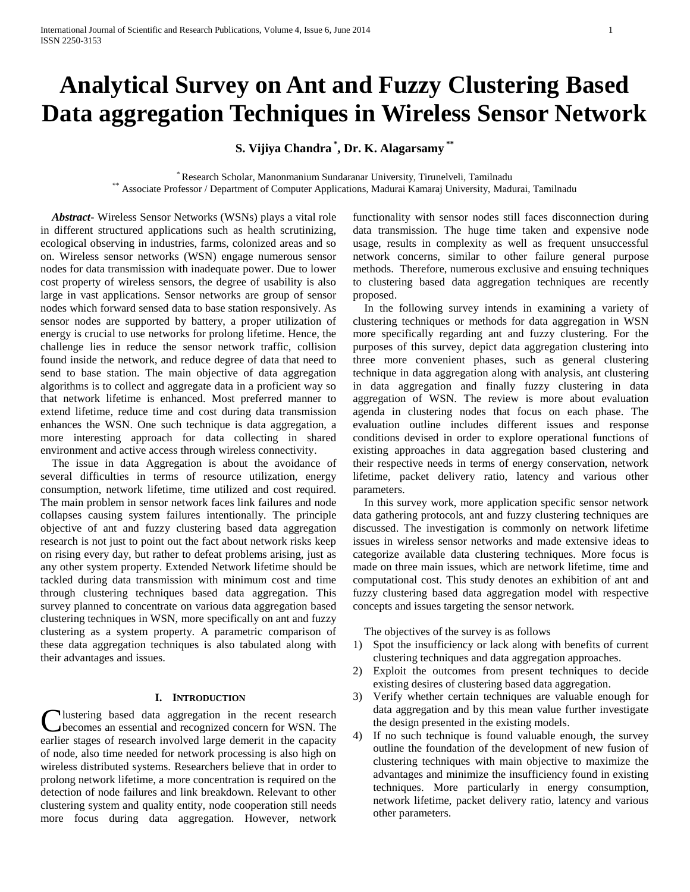# Analytical Survey on Ant and Fuzzy Clustering Based Data aggregation Techniques in Wireless Sensor Network

**S. Vijiya Chandra [*], Dr. K. Alagarsamy [**]**

[*] Research Scholar, Manonmanium Sundaranar University, Tirunelveli, Tamilnadu
[**] Associate Professor / Department of Computer Applications, Madurai Kamaraj University, Madurai, Tamilnadu

***Abstract***- Wireless Sensor Networks (WSNs) plays a vital role in different structured applications such as health scrutinizing, ecological observing in industries, farms, colonized areas and so on. Wireless sensor networks (WSN) engage numerous sensor nodes for data transmission with inadequate power. Due to lower cost property of wireless sensors, the degree of usability is also large in vast applications. Sensor networks are group of sensor nodes which forward sensed data to base station responsively. As sensor nodes are supported by battery, a proper utilization of energy is crucial to use networks for prolong lifetime. Hence, the challenge lies in reduce the sensor network traffic, collision found inside the network, and reduce degree of data that need to send to base station. The main objective of data aggregation algorithms is to collect and aggregate data in a proficient way so that network lifetime is enhanced. Most preferred manner to extend lifetime, reduce time and cost during data transmission enhances the WSN. One such technique is data aggregation, a more interesting approach for data collecting in shared environment and active access through wireless connectivity.

The issue in data Aggregation is about the avoidance of several difficulties in terms of resource utilization, energy consumption, network lifetime, time utilized and cost required. The main problem in sensor network faces link failures and node collapses causing system failures intentionally. The principle objective of ant and fuzzy clustering based data aggregation research is not just to point out the fact about network risks keep on rising every day, but rather to defeat problems arising, just as any other system property. Extended Network lifetime should be tackled during data transmission with minimum cost and time through clustering techniques based data aggregation. This survey planned to concentrate on various data aggregation based clustering techniques in WSN, more specifically on ant and fuzzy clustering as a system property. A parametric comparison of these data aggregation techniques is also tabulated along with their advantages and issues.

## I. Introduction

Clustering based data aggregation in the recent research becomes an essential and recognized concern for WSN. The earlier stages of research involved large demerit in the capacity of node, also time needed for network processing is also high on wireless distributed systems. Researchers believe that in order to prolong network lifetime, a more concentration is required on the detection of node failures and link breakdown. Relevant to other clustering system and quality entity, node cooperation still needs more focus during data aggregation. However, network functionality with sensor nodes still faces disconnection during data transmission. The huge time taken and expensive node usage, results in complexity as well as frequent unsuccessful network concerns, similar to other failure general purpose methods. Therefore, numerous exclusive and ensuing techniques to clustering based data aggregation techniques are recently proposed.

In the following survey intends in examining a variety of clustering techniques or methods for data aggregation in WSN more specifically regarding ant and fuzzy clustering. For the purposes of this survey, depict data aggregation clustering into three more convenient phases, such as general clustering technique in data aggregation along with analysis, ant clustering in data aggregation and finally fuzzy clustering in data aggregation of WSN. The review is more about evaluation agenda in clustering nodes that focus on each phase. The evaluation outline includes different issues and response conditions devised in order to explore operational functions of existing approaches in data aggregation based clustering and their respective needs in terms of energy conservation, network lifetime, packet delivery ratio, latency and various other parameters.

In this survey work, more application specific sensor network data gathering protocols, ant and fuzzy clustering techniques are discussed. The investigation is commonly on network lifetime issues in wireless sensor networks and made extensive ideas to categorize available data clustering techniques. More focus is made on three main issues, which are network lifetime, time and computational cost. This study denotes an exhibition of ant and fuzzy clustering based data aggregation model with respective concepts and issues targeting the sensor network.

The objectives of the survey is as follows

1) Spot the insufficiency or lack along with benefits of current clustering techniques and data aggregation approaches.
2) Exploit the outcomes from present techniques to decide existing desires of clustering based data aggregation.
3) Verify whether certain techniques are valuable enough for data aggregation and by this mean value further investigate the design presented in the existing models.
4) If no such technique is found valuable enough, the survey outline the foundation of the development of new fusion of clustering techniques with main objective to maximize the advantages and minimize the insufficiency found in existing techniques. More particularly in energy consumption, network lifetime, packet delivery ratio, latency and various other parameters.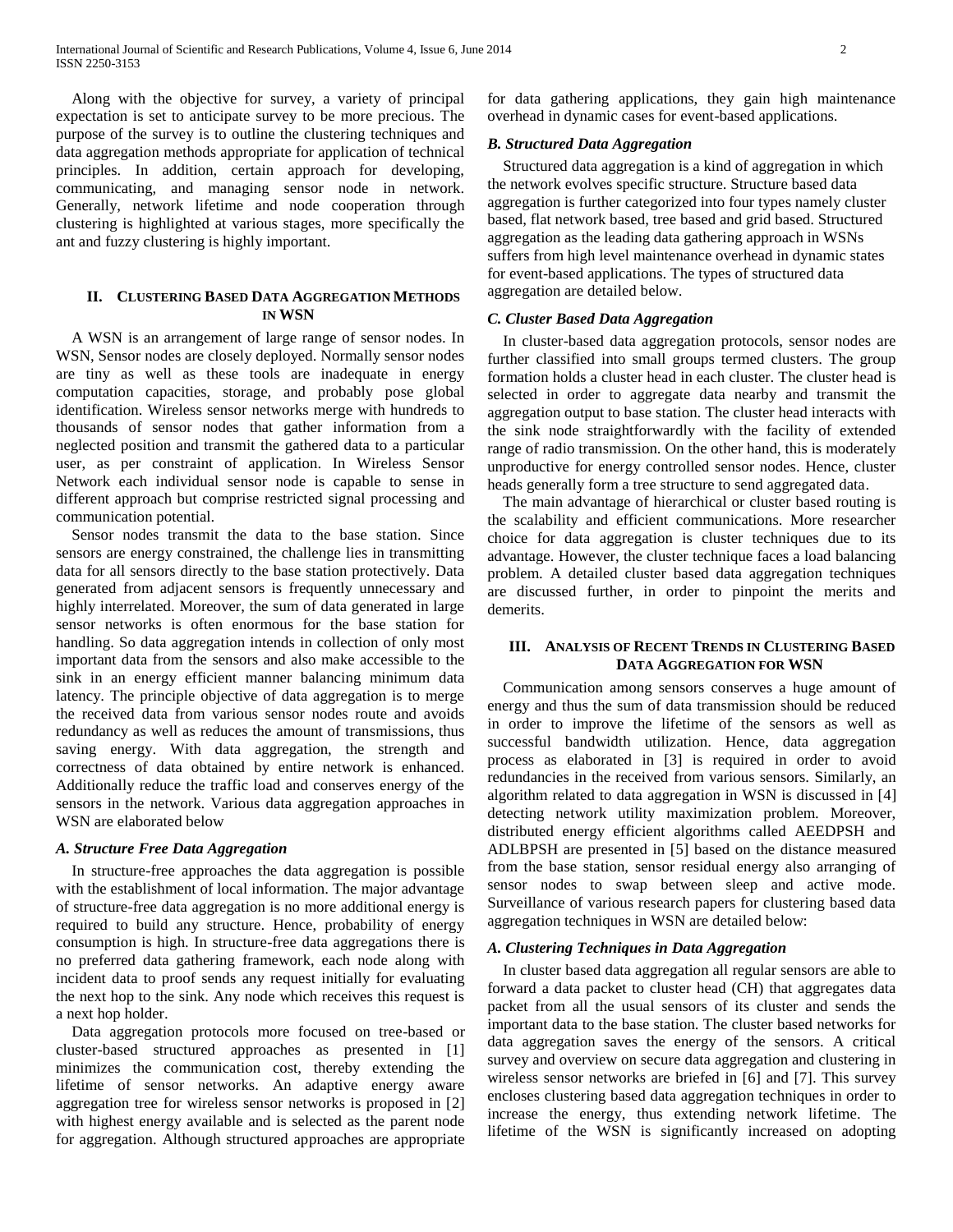Along with the objective for survey, a variety of principal expectation is set to anticipate survey to be more precious. The purpose of the survey is to outline the clustering techniques and data aggregation methods appropriate for application of technical principles. In addition, certain approach for developing, communicating, and managing sensor node in network. Generally, network lifetime and node cooperation through clustering is highlighted at various stages, more specifically the ant and fuzzy clustering is highly important.

## II. Clustering Based Data Aggregation Methods in WSN

A WSN is an arrangement of large range of sensor nodes. In WSN, Sensor nodes are closely deployed. Normally sensor nodes are tiny as well as these tools are inadequate in energy computation capacities, storage, and probably pose global identification. Wireless sensor networks merge with hundreds to thousands of sensor nodes that gather information from a neglected position and transmit the gathered data to a particular user, as per constraint of application. In Wireless Sensor Network each individual sensor node is capable to sense in different approach but comprise restricted signal processing and communication potential.

Sensor nodes transmit the data to the base station. Since sensors are energy constrained, the challenge lies in transmitting data for all sensors directly to the base station protectively. Data generated from adjacent sensors is frequently unnecessary and highly interrelated. Moreover, the sum of data generated in large sensor networks is often enormous for the base station for handling. So data aggregation intends in collection of only most important data from the sensors and also make accessible to the sink in an energy efficient manner balancing minimum data latency. The principle objective of data aggregation is to merge the received data from various sensor nodes route and avoids redundancy as well as reduces the amount of transmissions, thus saving energy. With data aggregation, the strength and correctness of data obtained by entire network is enhanced. Additionally reduce the traffic load and conserves energy of the sensors in the network. Various data aggregation approaches in WSN are elaborated below

### A. Structure Free Data Aggregation

In structure-free approaches the data aggregation is possible with the establishment of local information. The major advantage of structure-free data aggregation is no more additional energy is required to build any structure. Hence, probability of energy consumption is high. In structure-free data aggregations there is no preferred data gathering framework, each node along with incident data to proof sends any request initially for evaluating the next hop to the sink. Any node which receives this request is a next hop holder.

Data aggregation protocols more focused on tree-based or cluster-based structured approaches as presented in [1] minimizes the communication cost, thereby extending the lifetime of sensor networks. An adaptive energy aware aggregation tree for wireless sensor networks is proposed in [2] with highest energy available and is selected as the parent node for aggregation. Although structured approaches are appropriate for data gathering applications, they gain high maintenance overhead in dynamic cases for event-based applications.

### B. Structured Data Aggregation

Structured data aggregation is a kind of aggregation in which the network evolves specific structure. Structure based data aggregation is further categorized into four types namely cluster based, flat network based, tree based and grid based. Structured aggregation as the leading data gathering approach in WSNs suffers from high level maintenance overhead in dynamic states for event-based applications. The types of structured data aggregation are detailed below.

### C. Cluster Based Data Aggregation

In cluster-based data aggregation protocols, sensor nodes are further classified into small groups termed clusters. The group formation holds a cluster head in each cluster. The cluster head is selected in order to aggregate data nearby and transmit the aggregation output to base station. The cluster head interacts with the sink node straightforwardly with the facility of extended range of radio transmission. On the other hand, this is moderately unproductive for energy controlled sensor nodes. Hence, cluster heads generally form a tree structure to send aggregated data.

The main advantage of hierarchical or cluster based routing is the scalability and efficient communications. More researcher choice for data aggregation is cluster techniques due to its advantage. However, the cluster technique faces a load balancing problem. A detailed cluster based data aggregation techniques are discussed further, in order to pinpoint the merits and demerits.

## III. Analysis of Recent Trends in Clustering Based Data Aggregation for WSN

Communication among sensors conserves a huge amount of energy and thus the sum of data transmission should be reduced in order to improve the lifetime of the sensors as well as successful bandwidth utilization. Hence, data aggregation process as elaborated in [3] is required in order to avoid redundancies in the received from various sensors. Similarly, an algorithm related to data aggregation in WSN is discussed in [4] detecting network utility maximization problem. Moreover, distributed energy efficient algorithms called AEEDPSH and ADLBPSH are presented in [5] based on the distance measured from the base station, sensor residual energy also arranging of sensor nodes to swap between sleep and active mode. Surveillance of various research papers for clustering based data aggregation techniques in WSN are detailed below:

### A. Clustering Techniques in Data Aggregation

In cluster based data aggregation all regular sensors are able to forward a data packet to cluster head (CH) that aggregates data packet from all the usual sensors of its cluster and sends the important data to the base station. The cluster based networks for data aggregation saves the energy of the sensors. A critical survey and overview on secure data aggregation and clustering in wireless sensor networks are briefed in [6] and [7]. This survey encloses clustering based data aggregation techniques in order to increase the energy, thus extending network lifetime. The lifetime of the WSN is significantly increased on adopting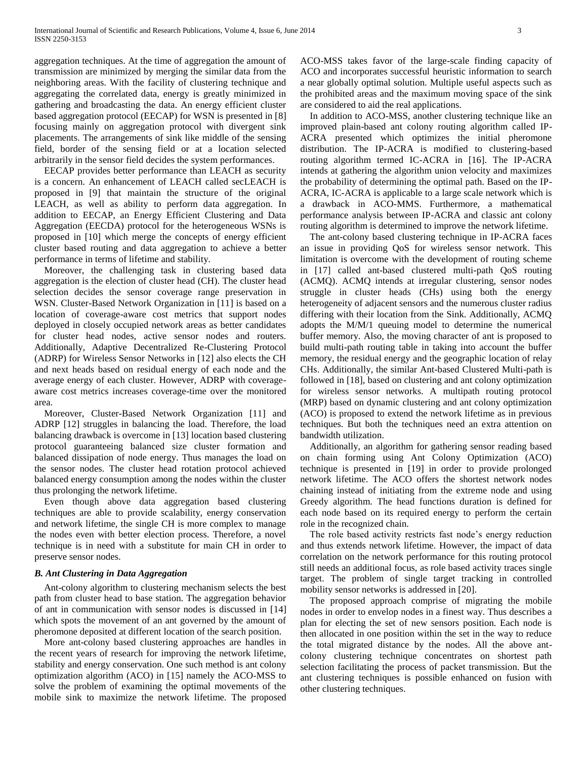aggregation techniques. At the time of aggregation the amount of transmission are minimized by merging the similar data from the neighboring areas. With the facility of clustering technique and aggregating the correlated data, energy is greatly minimized in gathering and broadcasting the data. An energy efficient cluster based aggregation protocol (EECAP) for WSN is presented in [8] focusing mainly on aggregation protocol with divergent sink placements. The arrangements of sink like middle of the sensing field, border of the sensing field or at a location selected arbitrarily in the sensor field decides the system performances.

EECAP provides better performance than LEACH as security is a concern. An enhancement of LEACH called secLEACH is proposed in [9] that maintain the structure of the original LEACH, as well as ability to perform data aggregation. In addition to EECAP, an Energy Efficient Clustering and Data Aggregation (EECDA) protocol for the heterogeneous WSNs is proposed in [10] which merge the concepts of energy efficient cluster based routing and data aggregation to achieve a better performance in terms of lifetime and stability.

Moreover, the challenging task in clustering based data aggregation is the election of cluster head (CH). The cluster head selection decides the sensor coverage range preservation in WSN. Cluster-Based Network Organization in [11] is based on a location of coverage-aware cost metrics that support nodes deployed in closely occupied network areas as better candidates for cluster head nodes, active sensor nodes and routers. Additionally, Adaptive Decentralized Re-Clustering Protocol (ADRP) for Wireless Sensor Networks in [12] also elects the CH and next heads based on residual energy of each node and the average energy of each cluster. However, ADRP with coverage-aware cost metrics increases coverage-time over the monitored area.

Moreover, Cluster-Based Network Organization [11] and ADRP [12] struggles in balancing the load. Therefore, the load balancing drawback is overcome in [13] location based clustering protocol guaranteeing balanced size cluster formation and balanced dissipation of node energy. Thus manages the load on the sensor nodes. The cluster head rotation protocol achieved balanced energy consumption among the nodes within the cluster thus prolonging the network lifetime.

Even though above data aggregation based clustering techniques are able to provide scalability, energy conservation and network lifetime, the single CH is more complex to manage the nodes even with better election process. Therefore, a novel technique is in need with a substitute for main CH in order to preserve sensor nodes.

### *B. Ant Clustering in Data Aggregation*

Ant-colony algorithm to clustering mechanism selects the best path from cluster head to base station. The aggregation behavior of ant in communication with sensor nodes is discussed in [14] which spots the movement of an ant governed by the amount of pheromone deposited at different location of the search position.

More ant-colony based clustering approaches are handles in the recent years of research for improving the network lifetime, stability and energy conservation. One such method is ant colony optimization algorithm (ACO) in [15] namely the ACO-MSS to solve the problem of examining the optimal movements of the mobile sink to maximize the network lifetime. The proposed ACO-MSS takes favor of the large-scale finding capacity of ACO and incorporates successful heuristic information to search a near globally optimal solution. Multiple useful aspects such as the prohibited areas and the maximum moving space of the sink are considered to aid the real applications.

In addition to ACO-MSS, another clustering technique like an improved plain-based ant colony routing algorithm called IP-ACRA presented which optimizes the initial pheromone distribution. The IP-ACRA is modified to clustering-based routing algorithm termed IC-ACRA in [16]. The IP-ACRA intends at gathering the algorithm union velocity and maximizes the probability of determining the optimal path. Based on the IP-ACRA, IC-ACRA is applicable to a large scale network which is a drawback in ACO-MMS. Furthermore, a mathematical performance analysis between IP-ACRA and classic ant colony routing algorithm is determined to improve the network lifetime.

The ant-colony based clustering technique in IP-ACRA faces an issue in providing QoS for wireless sensor network. This limitation is overcome with the development of routing scheme in [17] called ant-based clustered multi-path QoS routing (ACMQ). ACMQ intends at irregular clustering, sensor nodes struggle in cluster heads (CHs) using both the energy heterogeneity of adjacent sensors and the numerous cluster radius differing with their location from the Sink. Additionally, ACMQ adopts the M/M/1 queuing model to determine the numerical buffer memory. Also, the moving character of ant is proposed to build multi-path routing table in taking into account the buffer memory, the residual energy and the geographic location of relay CHs. Additionally, the similar Ant-based Clustered Multi-path is followed in [18], based on clustering and ant colony optimization for wireless sensor networks. A multipath routing protocol (MRP) based on dynamic clustering and ant colony optimization (ACO) is proposed to extend the network lifetime as in previous techniques. But both the techniques need an extra attention on bandwidth utilization.

Additionally, an algorithm for gathering sensor reading based on chain forming using Ant Colony Optimization (ACO) technique is presented in [19] in order to provide prolonged network lifetime. The ACO offers the shortest network nodes chaining instead of initiating from the extreme node and using Greedy algorithm. The head functions duration is defined for each node based on its required energy to perform the certain role in the recognized chain.

The role based activity restricts fast node's energy reduction and thus extends network lifetime. However, the impact of data correlation on the network performance for this routing protocol still needs an additional focus, as role based activity traces single target. The problem of single target tracking in controlled mobility sensor networks is addressed in [20].

The proposed approach comprise of migrating the mobile nodes in order to envelop nodes in a finest way. Thus describes a plan for electing the set of new sensors position. Each node is then allocated in one position within the set in the way to reduce the total migrated distance by the nodes. All the above ant-colony clustering technique concentrates on shortest path selection facilitating the process of packet transmission. But the ant clustering techniques is possible enhanced on fusion with other clustering techniques.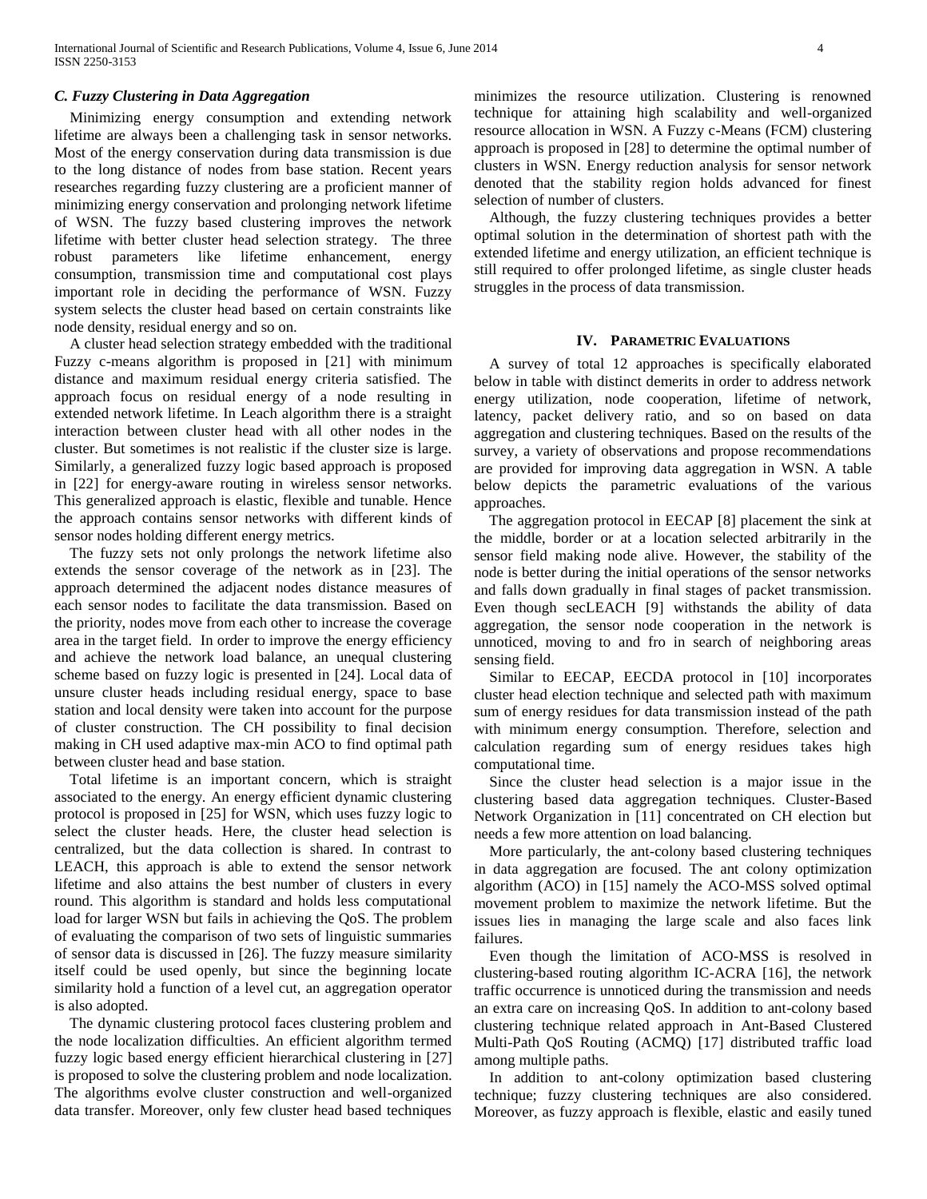### *C. Fuzzy Clustering in Data Aggregation*

Minimizing energy consumption and extending network lifetime are always been a challenging task in sensor networks. Most of the energy conservation during data transmission is due to the long distance of nodes from base station. Recent years researches regarding fuzzy clustering are a proficient manner of minimizing energy conservation and prolonging network lifetime of WSN. The fuzzy based clustering improves the network lifetime with better cluster head selection strategy. The three robust parameters like lifetime enhancement, energy consumption, transmission time and computational cost plays important role in deciding the performance of WSN. Fuzzy system selects the cluster head based on certain constraints like node density, residual energy and so on.

A cluster head selection strategy embedded with the traditional Fuzzy c-means algorithm is proposed in [21] with minimum distance and maximum residual energy criteria satisfied. The approach focus on residual energy of a node resulting in extended network lifetime. In Leach algorithm there is a straight interaction between cluster head with all other nodes in the cluster. But sometimes is not realistic if the cluster size is large. Similarly, a generalized fuzzy logic based approach is proposed in [22] for energy-aware routing in wireless sensor networks. This generalized approach is elastic, flexible and tunable. Hence the approach contains sensor networks with different kinds of sensor nodes holding different energy metrics.

The fuzzy sets not only prolongs the network lifetime also extends the sensor coverage of the network as in [23]. The approach determined the adjacent nodes distance measures of each sensor nodes to facilitate the data transmission. Based on the priority, nodes move from each other to increase the coverage area in the target field. In order to improve the energy efficiency and achieve the network load balance, an unequal clustering scheme based on fuzzy logic is presented in [24]. Local data of unsure cluster heads including residual energy, space to base station and local density were taken into account for the purpose of cluster construction. The CH possibility to final decision making in CH used adaptive max-min ACO to find optimal path between cluster head and base station.

Total lifetime is an important concern, which is straight associated to the energy. An energy efficient dynamic clustering protocol is proposed in [25] for WSN, which uses fuzzy logic to select the cluster heads. Here, the cluster head selection is centralized, but the data collection is shared. In contrast to LEACH, this approach is able to extend the sensor network lifetime and also attains the best number of clusters in every round. This algorithm is standard and holds less computational load for larger WSN but fails in achieving the QoS. The problem of evaluating the comparison of two sets of linguistic summaries of sensor data is discussed in [26]. The fuzzy measure similarity itself could be used openly, but since the beginning locate similarity hold a function of a level cut, an aggregation operator is also adopted.

The dynamic clustering protocol faces clustering problem and the node localization difficulties. An efficient algorithm termed fuzzy logic based energy efficient hierarchical clustering in [27] is proposed to solve the clustering problem and node localization. The algorithms evolve cluster construction and well-organized data transfer. Moreover, only few cluster head based techniques minimizes the resource utilization. Clustering is renowned technique for attaining high scalability and well-organized resource allocation in WSN. A Fuzzy c-Means (FCM) clustering approach is proposed in [28] to determine the optimal number of clusters in WSN. Energy reduction analysis for sensor network denoted that the stability region holds advanced for finest selection of number of clusters.

Although, the fuzzy clustering techniques provides a better optimal solution in the determination of shortest path with the extended lifetime and energy utilization, an efficient technique is still required to offer prolonged lifetime, as single cluster heads struggles in the process of data transmission.

## IV. Parametric Evaluations

A survey of total 12 approaches is specifically elaborated below in table with distinct demerits in order to address network energy utilization, node cooperation, lifetime of network, latency, packet delivery ratio, and so on based on data aggregation and clustering techniques. Based on the results of the survey, a variety of observations and propose recommendations are provided for improving data aggregation in WSN. A table below depicts the parametric evaluations of the various approaches.

The aggregation protocol in EECAP [8] placement the sink at the middle, border or at a location selected arbitrarily in the sensor field making node alive. However, the stability of the node is better during the initial operations of the sensor networks and falls down gradually in final stages of packet transmission. Even though secLEACH [9] withstands the ability of data aggregation, the sensor node cooperation in the network is unnoticed, moving to and fro in search of neighboring areas sensing field.

Similar to EECAP, EECDA protocol in [10] incorporates cluster head election technique and selected path with maximum sum of energy residues for data transmission instead of the path with minimum energy consumption. Therefore, selection and calculation regarding sum of energy residues takes high computational time.

Since the cluster head selection is a major issue in the clustering based data aggregation techniques. Cluster-Based Network Organization in [11] concentrated on CH election but needs a few more attention on load balancing.

More particularly, the ant-colony based clustering techniques in data aggregation are focused. The ant colony optimization algorithm (ACO) in [15] namely the ACO-MSS solved optimal movement problem to maximize the network lifetime. But the issues lies in managing the large scale and also faces link failures.

Even though the limitation of ACO-MSS is resolved in clustering-based routing algorithm IC-ACRA [16], the network traffic occurrence is unnoticed during the transmission and needs an extra care on increasing QoS. In addition to ant-colony based clustering technique related approach in Ant-Based Clustered Multi-Path QoS Routing (ACMQ) [17] distributed traffic load among multiple paths.

In addition to ant-colony optimization based clustering technique; fuzzy clustering techniques are also considered. Moreover, as fuzzy approach is flexible, elastic and easily tuned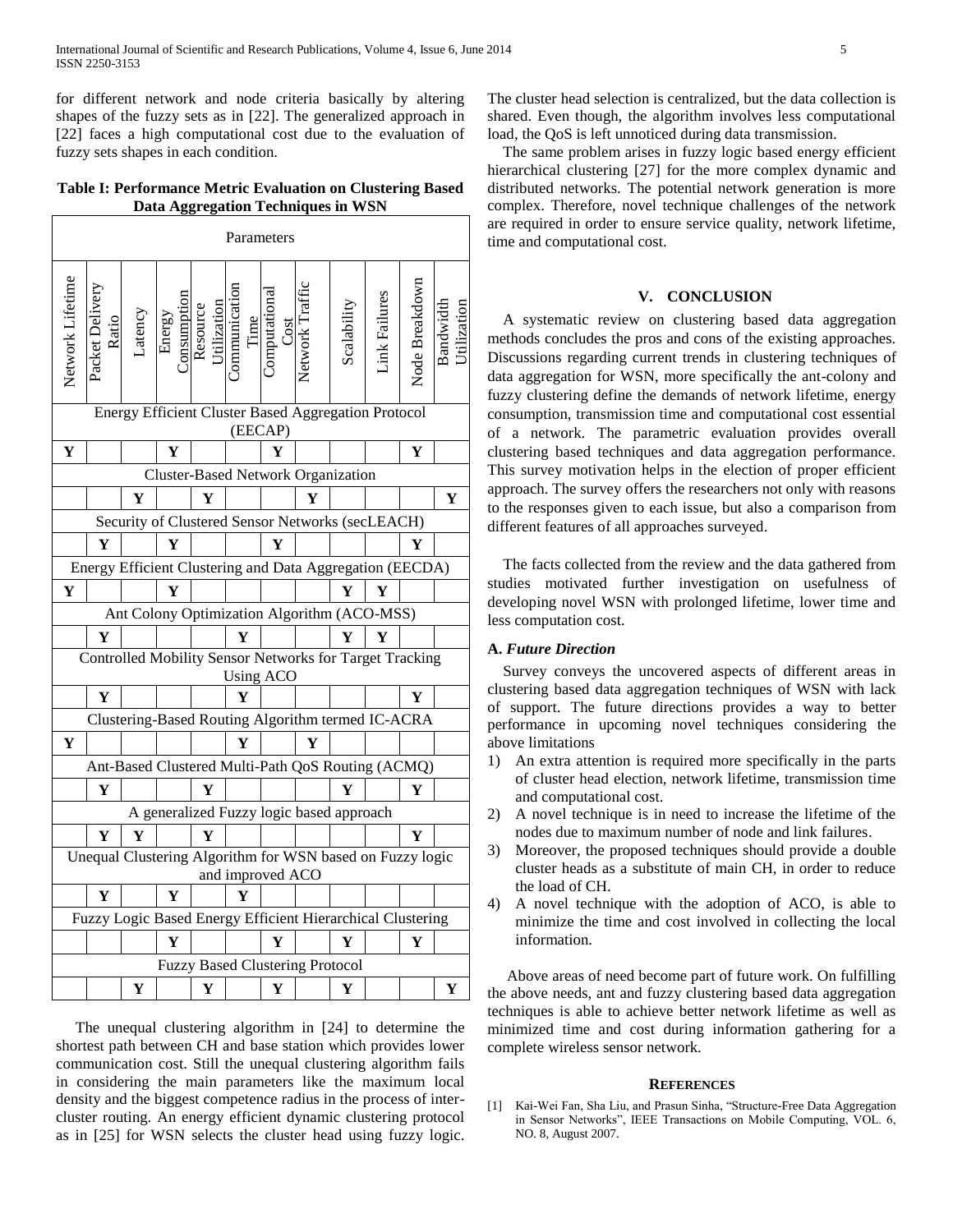for different network and node criteria basically by altering shapes of the fuzzy sets as in [22]. The generalized approach in [22] faces a high computational cost due to the evaluation of fuzzy sets shapes in each condition.

**Table I: Performance Metric Evaluation on Clustering Based Data Aggregation Techniques in WSN**

| Parameters | | | | | | | | | | | |
|---|---|---|---|---|---|---|---|---|---|---|---|
| Network Lifetime | Packet Delivery Ratio | Latency | Energy Consumption | Resource Utilization | Communication Time | Computational Cost | Network Traffic | Scalability | Link Failures | Node Breakdown | Bandwidth Utilization |
| Energy Efficient Cluster Based Aggregation Protocol (EECAP) | | | | | | | | | | | |
| Y | | | Y | | | Y | | | | Y | |
| Cluster-Based Network Organization | | | | | | | | | | | |
| | | Y | | Y | | | Y | | | | Y |
| Security of Clustered Sensor Networks (secLEACH) | | | | | | | | | | | |
| | Y | | Y | | | Y | | | | Y | |
| Energy Efficient Clustering and Data Aggregation (EECDA) | | | | | | | | | | | |
| Y | | | Y | | | | | Y | Y | | |
| Ant Colony Optimization Algorithm (ACO-MSS) | | | | | | | | | | | |
| | Y | | | | Y | | | Y | Y | | |
| Controlled Mobility Sensor Networks for Target Tracking Using ACO | | | | | | | | | | | |
| | Y | | | | Y | | | | | Y | |
| Clustering-Based Routing Algorithm termed IC-ACRA | | | | | | | | | | | |
| Y | | | | | Y | | Y | | | | |
| Ant-Based Clustered Multi-Path QoS Routing (ACMQ) | | | | | | | | | | | |
| | Y | | | Y | | | | Y | | Y | |
| A generalized Fuzzy logic based approach | | | | | | | | | | | |
| | Y | Y | | Y | | | | | | Y | |
| Unequal Clustering Algorithm for WSN based on Fuzzy logic and improved ACO | | | | | | | | | | | |
| | Y | | Y | | Y | | | | | | |
| Fuzzy Logic Based Energy Efficient Hierarchical Clustering | | | | | | | | | | | |
| | | | Y | | | Y | | Y | | Y | |
| Fuzzy Based Clustering Protocol | | | | | | | | | | | |
| | | Y | | Y | | Y | | Y | | | Y |

The unequal clustering algorithm in [24] to determine the shortest path between CH and base station which provides lower communication cost. Still the unequal clustering algorithm fails in considering the main parameters like the maximum local density and the biggest competence radius in the process of inter-cluster routing. An energy efficient dynamic clustering protocol as in [25] for WSN selects the cluster head using fuzzy logic. The cluster head selection is centralized, but the data collection is shared. Even though, the algorithm involves less computational load, the QoS is left unnoticed during data transmission.

The same problem arises in fuzzy logic based energy efficient hierarchical clustering [27] for the more complex dynamic and distributed networks. The potential network generation is more complex. Therefore, novel technique challenges of the network are required in order to ensure service quality, network lifetime, time and computational cost.

## V. CONCLUSION

A systematic review on clustering based data aggregation methods concludes the pros and cons of the existing approaches. Discussions regarding current trends in clustering techniques of data aggregation for WSN, more specifically the ant-colony and fuzzy clustering define the demands of network lifetime, energy consumption, transmission time and computational cost essential of a network. The parametric evaluation provides overall clustering based techniques and data aggregation performance. This survey motivation helps in the election of proper efficient approach. The survey offers the researchers not only with reasons to the responses given to each issue, but also a comparison from different features of all approaches surveyed.

The facts collected from the review and the data gathered from studies motivated further investigation on usefulness of developing novel WSN with prolonged lifetime, lower time and less computation cost.

### A. *Future Direction*

Survey conveys the uncovered aspects of different areas in clustering based data aggregation techniques of WSN with lack of support. The future directions provides a way to better performance in upcoming novel techniques considering the above limitations

1) An extra attention is required more specifically in the parts of cluster head election, network lifetime, transmission time and computational cost.
2) A novel technique is in need to increase the lifetime of the nodes due to maximum number of node and link failures.
3) Moreover, the proposed techniques should provide a double cluster heads as a substitute of main CH, in order to reduce the load of CH.
4) A novel technique with the adoption of ACO, is able to minimize the time and cost involved in collecting the local information.

Above areas of need become part of future work. On fulfilling the above needs, ant and fuzzy clustering based data aggregation techniques is able to achieve better network lifetime as well as minimized time and cost during information gathering for a complete wireless sensor network.

## REFERENCES

[1] Kai-Wei Fan, Sha Liu, and Prasun Sinha, "Structure-Free Data Aggregation in Sensor Networks", IEEE Transactions on Mobile Computing, VOL. 6, NO. 8, August 2007.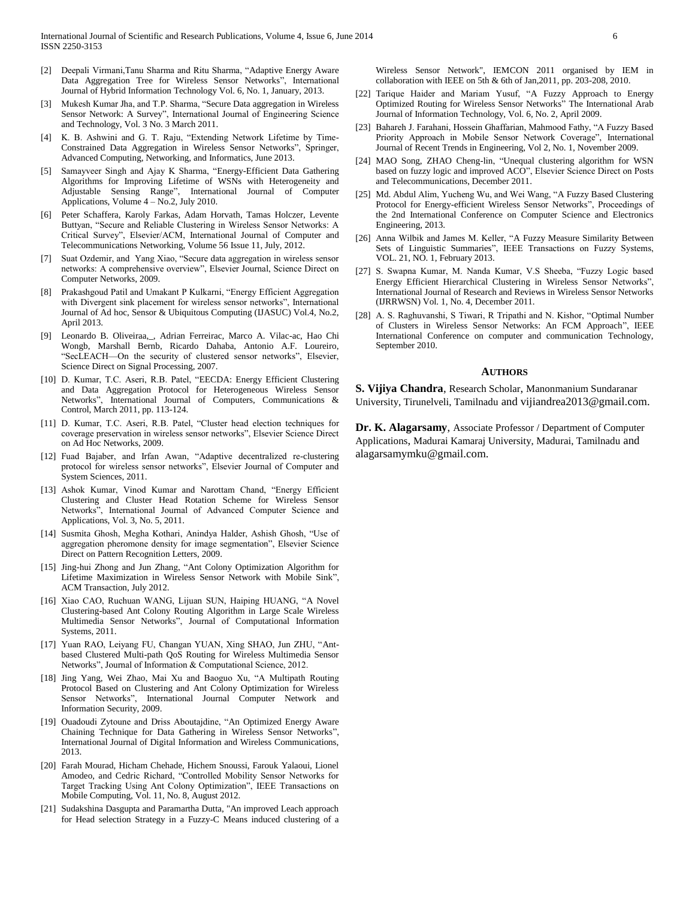[2] Deepali Virmani,Tanu Sharma and Ritu Sharma, "Adaptive Energy Aware Data Aggregation Tree for Wireless Sensor Networks", International Journal of Hybrid Information Technology Vol. 6, No. 1, January, 2013.

[3] Mukesh Kumar Jha, and T.P. Sharma, "Secure Data aggregation in Wireless Sensor Network: A Survey", International Journal of Engineering Science and Technology, Vol. 3 No. 3 March 2011.

[4] K. B. Ashwini and G. T. Raju, "Extending Network Lifetime by Time-Constrained Data Aggregation in Wireless Sensor Networks", Springer, Advanced Computing, Networking, and Informatics, June 2013.

[5] Samayveer Singh and Ajay K Sharma, "Energy-Efficient Data Gathering Algorithms for Improving Lifetime of WSNs with Heterogeneity and Adjustable Sensing Range", International Journal of Computer Applications, Volume 4 – No.2, July 2010.

[6] Peter Schaffera, Karoly Farkas, Adam Horvath, Tamas Holczer, Levente Buttyan, "Secure and Reliable Clustering in Wireless Sensor Networks: A Critical Survey", Elsevier/ACM, International Journal of Computer and Telecommunications Networking, Volume 56 Issue 11, July, 2012.

[7] Suat Ozdemir, and Yang Xiao, "Secure data aggregation in wireless sensor networks: A comprehensive overview", Elsevier Journal, Science Direct on Computer Networks, 2009.

[8] Prakashgoud Patil and Umakant P Kulkarni, "Energy Efficient Aggregation with Divergent sink placement for wireless sensor networks", International Journal of Ad hoc, Sensor & Ubiquitous Computing (IJASUC) Vol.4, No.2, April 2013.

[9] Leonardo B. Oliveiraa,_, Adrian Ferreirac, Marco A. Vilac-ac, Hao Chi Wongb, Marshall Bernb, Ricardo Dahaba, Antonio A.F. Loureiro, "SecLEACH—On the security of clustered sensor networks", Elsevier, Science Direct on Signal Processing, 2007.

[10] D. Kumar, T.C. Aseri, R.B. Patel, "EECDA: Energy Efficient Clustering and Data Aggregation Protocol for Heterogeneous Wireless Sensor Networks", International Journal of Computers, Communications & Control, March 2011, pp. 113-124.

[11] D. Kumar, T.C. Aseri, R.B. Patel, "Cluster head election techniques for coverage preservation in wireless sensor networks", Elsevier Science Direct on Ad Hoc Networks, 2009.

[12] Fuad Bajaber, and Irfan Awan, "Adaptive decentralized re-clustering protocol for wireless sensor networks", Elsevier Journal of Computer and System Sciences, 2011.

[13] Ashok Kumar, Vinod Kumar and Narottam Chand, "Energy Efficient Clustering and Cluster Head Rotation Scheme for Wireless Sensor Networks", International Journal of Advanced Computer Science and Applications, Vol. 3, No. 5, 2011.

[14] Susmita Ghosh, Megha Kothari, Anindya Halder, Ashish Ghosh, "Use of aggregation pheromone density for image segmentation", Elsevier Science Direct on Pattern Recognition Letters, 2009.

[15] Jing-hui Zhong and Jun Zhang, "Ant Colony Optimization Algorithm for Lifetime Maximization in Wireless Sensor Network with Mobile Sink", ACM Transaction, July 2012.

[16] Xiao CAO, Ruchuan WANG, Lijuan SUN, Haiping HUANG, "A Novel Clustering-based Ant Colony Routing Algorithm in Large Scale Wireless Multimedia Sensor Networks", Journal of Computational Information Systems, 2011.

[17] Yuan RAO, Leiyang FU, Changan YUAN, Xing SHAO, Jun ZHU, "Ant-based Clustered Multi-path QoS Routing for Wireless Multimedia Sensor Networks", Journal of Information & Computational Science, 2012.

[18] Jing Yang, Wei Zhao, Mai Xu and Baoguo Xu, "A Multipath Routing Protocol Based on Clustering and Ant Colony Optimization for Wireless Sensor Networks", International Journal Computer Network and Information Security, 2009.

[19] Ouadoudi Zytoune and Driss Aboutajdine, "An Optimized Energy Aware Chaining Technique for Data Gathering in Wireless Sensor Networks", International Journal of Digital Information and Wireless Communications, 2013.

[20] Farah Mourad, Hicham Chehade, Hichem Snoussi, Farouk Yalaoui, Lionel Amodeo, and Cedric Richard, "Controlled Mobility Sensor Networks for Target Tracking Using Ant Colony Optimization", IEEE Transactions on Mobile Computing, Vol. 11, No. 8, August 2012.

[21] Sudakshina Dasgupta and Paramartha Dutta, "An improved Leach approach for Head selection Strategy in a Fuzzy-C Means induced clustering of a Wireless Sensor Network", IEMCON 2011 organised by IEM in collaboration with IEEE on 5th & 6th of Jan,2011, pp. 203-208, 2010.

[22] Tarique Haider and Mariam Yusuf, "A Fuzzy Approach to Energy Optimized Routing for Wireless Sensor Networks" The International Arab Journal of Information Technology, Vol. 6, No. 2, April 2009.

[23] Bahareh J. Farahani, Hossein Ghaffarian, Mahmood Fathy, "A Fuzzy Based Priority Approach in Mobile Sensor Network Coverage", International Journal of Recent Trends in Engineering, Vol 2, No. 1, November 2009.

[24] MAO Song, ZHAO Cheng-lin, "Unequal clustering algorithm for WSN based on fuzzy logic and improved ACO", Elsevier Science Direct on Posts and Telecommunications, December 2011.

[25] Md. Abdul Alim, Yucheng Wu, and Wei Wang, "A Fuzzy Based Clustering Protocol for Energy-efficient Wireless Sensor Networks", Proceedings of the 2nd International Conference on Computer Science and Electronics Engineering, 2013.

[26] Anna Wilbik and James M. Keller, "A Fuzzy Measure Similarity Between Sets of Linguistic Summaries", IEEE Transactions on Fuzzy Systems, VOL. 21, NO. 1, February 2013.

[27] S. Swapna Kumar, M. Nanda Kumar, V.S Sheeba, "Fuzzy Logic based Energy Efficient Hierarchical Clustering in Wireless Sensor Networks", International Journal of Research and Reviews in Wireless Sensor Networks (IJRRWSN) Vol. 1, No. 4, December 2011.

[28] A. S. Raghuvanshi, S Tiwari, R Tripathi and N. Kishor, "Optimal Number of Clusters in Wireless Sensor Networks: An FCM Approach", IEEE International Conference on computer and communication Technology, September 2010.

## AUTHORS

**S. Vijiya Chandra**, Research Scholar, Manonmanium Sundaranar University, Tirunelveli, Tamilnadu and vijiandrea2013@gmail.com.

**Dr. K. Alagarsamy**, Associate Professor / Department of Computer Applications, Madurai Kamaraj University, Madurai, Tamilnadu and alagarsamymku@gmail.com.